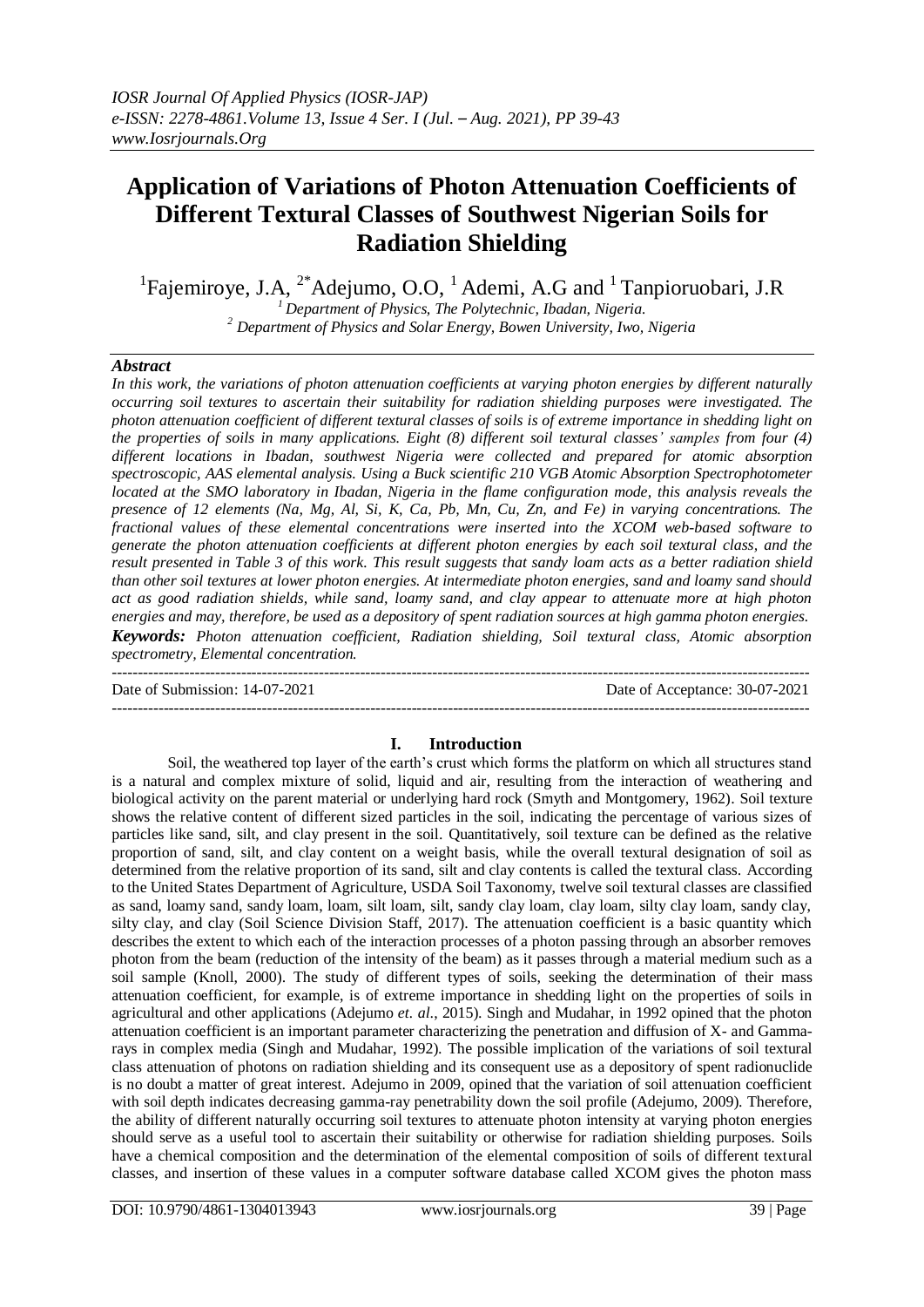# Application of Variations of Photon Attenuation Coefficients of Different Textural Classes of Southwest Nigerian Soils for Radiation Shielding

[1]Fajemiroye, J.A, [2*]Adejumo, O.O, [1] Ademi, A.G and [1] Tanpioruobari, J.R

[1] *Department of Physics, The Polytechnic, Ibadan, Nigeria.*
[2] *Department of Physics and Solar Energy, Bowen University, Iwo, Nigeria*

### *Abstract*

*In this work, the variations of photon attenuation coefficients at varying photon energies by different naturally occurring soil textures to ascertain their suitability for radiation shielding purposes were investigated. The photon attenuation coefficient of different textural classes of soils is of extreme importance in shedding light on the properties of soils in many applications. Eight (8) different soil textural classes' samples from four (4) different locations in Ibadan, southwest Nigeria were collected and prepared for atomic absorption spectroscopic, AAS elemental analysis. Using a Buck scientific 210 VGB Atomic Absorption Spectrophotometer located at the SMO laboratory in Ibadan, Nigeria in the flame configuration mode, this analysis reveals the presence of 12 elements (Na, Mg, Al, Si, K, Ca, Pb, Mn, Cu, Zn, and Fe) in varying concentrations. The fractional values of these elemental concentrations were inserted into the XCOM web-based software to generate the photon attenuation coefficients at different photon energies by each soil textural class, and the result presented in Table 3 of this work. This result suggests that sandy loam acts as a better radiation shield than other soil textures at lower photon energies. At intermediate photon energies, sand and loamy sand should act as good radiation shields, while sand, loamy sand, and clay appear to attenuate more at high photon energies and may, therefore, be used as a depository of spent radiation sources at high gamma photon energies.*

***Keywords:*** *Photon attenuation coefficient, Radiation shielding, Soil textural class, Atomic absorption spectrometry, Elemental concentration.*

---

Date of Submission: 14-07-2021 Date of Acceptance: 30-07-2021

---

## I. Introduction

Soil, the weathered top layer of the earth's crust which forms the platform on which all structures stand is a natural and complex mixture of solid, liquid and air, resulting from the interaction of weathering and biological activity on the parent material or underlying hard rock (Smyth and Montgomery, 1962). Soil texture shows the relative content of different sized particles in the soil, indicating the percentage of various sizes of particles like sand, silt, and clay present in the soil. Quantitatively, soil texture can be defined as the relative proportion of sand, silt, and clay content on a weight basis, while the overall textural designation of soil as determined from the relative proportion of its sand, silt and clay contents is called the textural class. According to the United States Department of Agriculture, USDA Soil Taxonomy, twelve soil textural classes are classified as sand, loamy sand, sandy loam, loam, silt loam, silt, sandy clay loam, clay loam, silty clay loam, sandy clay, silty clay, and clay (Soil Science Division Staff, 2017). The attenuation coefficient is a basic quantity which describes the extent to which each of the interaction processes of a photon passing through an absorber removes photon from the beam (reduction of the intensity of the beam) as it passes through a material medium such as a soil sample (Knoll, 2000). The study of different types of soils, seeking the determination of their mass attenuation coefficient, for example, is of extreme importance in shedding light on the properties of soils in agricultural and other applications (Adejumo *et. al.*, 2015). Singh and Mudahar, in 1992 opined that the photon attenuation coefficient is an important parameter characterizing the penetration and diffusion of X- and Gamma-rays in complex media (Singh and Mudahar, 1992). The possible implication of the variations of soil textural class attenuation of photons on radiation shielding and its consequent use as a depository of spent radionuclide is no doubt a matter of great interest. Adejumo in 2009, opined that the variation of soil attenuation coefficient with soil depth indicates decreasing gamma-ray penetrability down the soil profile (Adejumo, 2009). Therefore, the ability of different naturally occurring soil textures to attenuate photon intensity at varying photon energies should serve as a useful tool to ascertain their suitability or otherwise for radiation shielding purposes. Soils have a chemical composition and the determination of the elemental composition of soils of different textural classes, and insertion of these values in a computer software database called XCOM gives the photon mass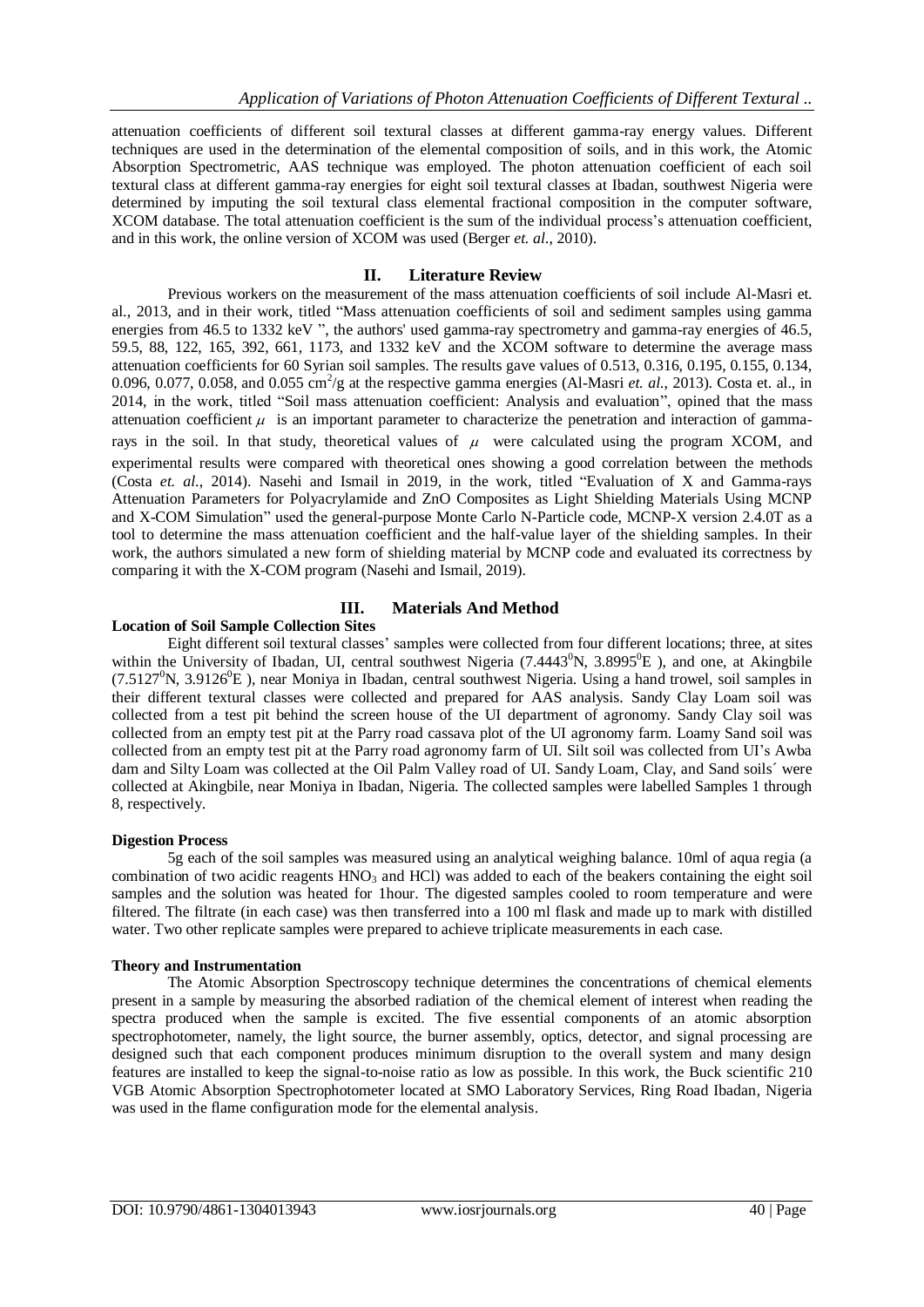attenuation coefficients of different soil textural classes at different gamma-ray energy values. Different techniques are used in the determination of the elemental composition of soils, and in this work, the Atomic Absorption Spectrometric, AAS technique was employed. The photon attenuation coefficient of each soil textural class at different gamma-ray energies for eight soil textural classes at Ibadan, southwest Nigeria were determined by imputing the soil textural class elemental fractional composition in the computer software, XCOM database. The total attenuation coefficient is the sum of the individual process's attenuation coefficient, and in this work, the online version of XCOM was used (Berger *et. al.,* 2010).

## II. Literature Review

Previous workers on the measurement of the mass attenuation coefficients of soil include Al-Masri et. al., 2013, and in their work, titled "Mass attenuation coefficients of soil and sediment samples using gamma energies from 46.5 to 1332 keV ", the authors' used gamma-ray spectrometry and gamma-ray energies of 46.5, 59.5, 88, 122, 165, 392, 661, 1173, and 1332 keV and the XCOM software to determine the average mass attenuation coefficients for 60 Syrian soil samples. The results gave values of 0.513, 0.316, 0.195, 0.155, 0.134, 0.096, 0.077, 0.058, and 0.055 $cm^2/g$ at the respective gamma energies (Al-Masri *et. al.,* 2013). Costa et. al., in 2014, in the work, titled "Soil mass attenuation coefficient: Analysis and evaluation", opined that the mass attenuation coefficient $\mu$ is an important parameter to characterize the penetration and interaction of gamma-rays in the soil. In that study, theoretical values of $\mu$ were calculated using the program XCOM, and experimental results were compared with theoretical ones showing a good correlation between the methods (Costa *et. al.,* 2014). Nasehi and Ismail in 2019, in the work, titled "Evaluation of X and Gamma-rays Attenuation Parameters for Polyacrylamide and ZnO Composites as Light Shielding Materials Using MCNP and X-COM Simulation" used the general-purpose Monte Carlo N-Particle code, MCNP-X version 2.4.0T as a tool to determine the mass attenuation coefficient and the half-value layer of the shielding samples. In their work, the authors simulated a new form of shielding material by MCNP code and evaluated its correctness by comparing it with the X-COM program (Nasehi and Ismail, 2019).

## III. Materials And Method

### Location of Soil Sample Collection Sites

Eight different soil textural classes' samples were collected from four different locations; three, at sites within the University of Ibadan, UI, central southwest Nigeria ($7.4443^0$N, $3.8995^0$E ), and one, at Akingbile ($7.5127^0$N, $3.9126^0$E ), near Moniya in Ibadan, central southwest Nigeria. Using a hand trowel, soil samples in their different textural classes were collected and prepared for AAS analysis. Sandy Clay Loam soil was collected from a test pit behind the screen house of the UI department of agronomy. Sandy Clay soil was collected from an empty test pit at the Parry road cassava plot of the UI agronomy farm. Loamy Sand soil was collected from an empty test pit at the Parry road agronomy farm of UI. Silt soil was collected from UI's Awba dam and Silty Loam was collected at the Oil Palm Valley road of UI. Sandy Loam, Clay, and Sand soils´ were collected at Akingbile, near Moniya in Ibadan, Nigeria. The collected samples were labelled Samples 1 through 8, respectively.

### Digestion Process

5g each of the soil samples was measured using an analytical weighing balance. 10ml of aqua regia (a combination of two acidic reagents $HNO_3$ and HCl) was added to each of the beakers containing the eight soil samples and the solution was heated for 1hour. The digested samples cooled to room temperature and were filtered. The filtrate (in each case) was then transferred into a 100 ml flask and made up to mark with distilled water. Two other replicate samples were prepared to achieve triplicate measurements in each case.

### Theory and Instrumentation

The Atomic Absorption Spectroscopy technique determines the concentrations of chemical elements present in a sample by measuring the absorbed radiation of the chemical element of interest when reading the spectra produced when the sample is excited. The five essential components of an atomic absorption spectrophotometer, namely, the light source, the burner assembly, optics, detector, and signal processing are designed such that each component produces minimum disruption to the overall system and many design features are installed to keep the signal-to-noise ratio as low as possible. In this work, the Buck scientific 210 VGB Atomic Absorption Spectrophotometer located at SMO Laboratory Services, Ring Road Ibadan, Nigeria was used in the flame configuration mode for the elemental analysis.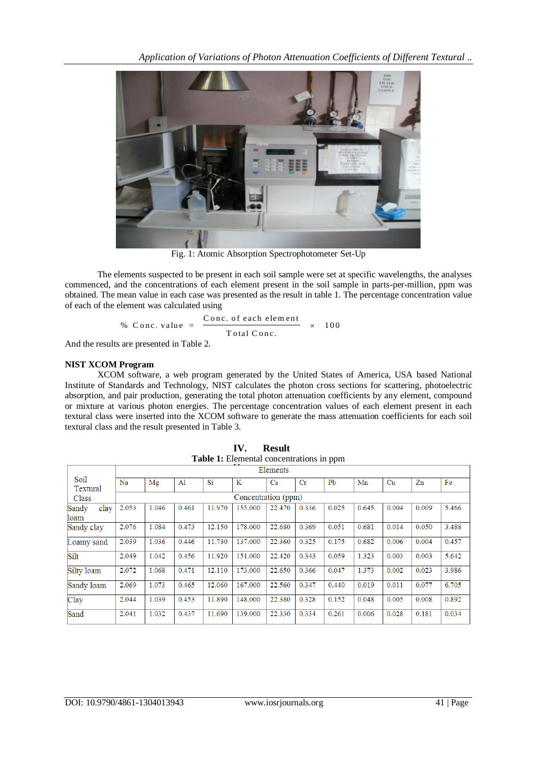Fig. 1: Atomic Absorption Spectrophotometer Set-Up

The elements suspected to be present in each soil sample were set at specific wavelengths, the analyses commenced, and the concentrations of each element present in the soil sample in parts-per-million, ppm was obtained. The mean value in each case was presented as the result in table 1. The percentage concentration value of each of the element was calculated using

$$\% \text{ Conc. value } = \frac{\text{Conc. of each element}}{\text{Total Conc.}} \times 100$$

And the results are presented in Table 2.

**NIST XCOM Program**

XCOM software, a web program generated by the United States of America, USA based National Institute of Standards and Technology, NIST calculates the photon cross sections for scattering, photoelectric absorption, and pair production, generating the total photon attenuation coefficients by any element, compound or mixture at various photon energies. The percentage concentration values of each element present in each textural class were inserted into the XCOM software to generate the mass attenuation coefficients for each soil textural class and the result presented in Table 3.

## IV. Result

**Table 1:** Elemental concentrations in ppm

| Soil Textural Class | Elements | | | | | | | | | | | |
|---|---|---|---|---|---|---|---|---|---|---|---|---|
| | Na | Mg | Al | Si | K | Ca | Cr | Pb | Mn | Cu | Zn | Fe |
| | Concentration (ppm) | | | | | | | | | | | |
| Sandy clay loam | 2.053 | 1.046 | 0.461 | 11.970 | 155.000 | 22.470 | 0.336 | 0.025 | 0.645 | 0.004 | 0.009 | 5.466 |
| Sandy clay | 2.076 | 1.084 | 0.473 | 12.150 | 178.000 | 22.680 | 0.369 | 0.051 | 0.681 | 0.014 | 0.050 | 3.488 |
| Loamy sand | 2.039 | 1.036 | 0.446 | 11.730 | 137.000 | 22.360 | 0.325 | 0.175 | 0.682 | 0.006 | 0.004 | 0.457 |
| Silt | 2.049 | 1.042 | 0.456 | 11.920 | 151.000 | 22.420 | 0.343 | 0.059 | 1.323 | 0.003 | 0.003 | 5.642 |
| Silty loam | 2.072 | 1.068 | 0.471 | 12.110 | 173.000 | 22.650 | 0.366 | 0.047 | 1.373 | 0.002 | 0.023 | 3.986 |
| Sandy loam | 2.069 | 1.073 | 0.465 | 12.060 | 167.000 | 22.560 | 0.347 | 0.440 | 0.019 | 0.011 | 0.077 | 6.705 |
| Clay | 2.044 | 1.039 | 0.453 | 11.890 | 148.000 | 22.380 | 0.328 | 0.152 | 0.048 | 0.005 | 0.008 | 0.892 |
| Sand | 2.041 | 1.032 | 0.437 | 11.690 | 139.000 | 22.330 | 0.334 | 0.261 | 0.006 | 0.028 | 0.181 | 0.034 |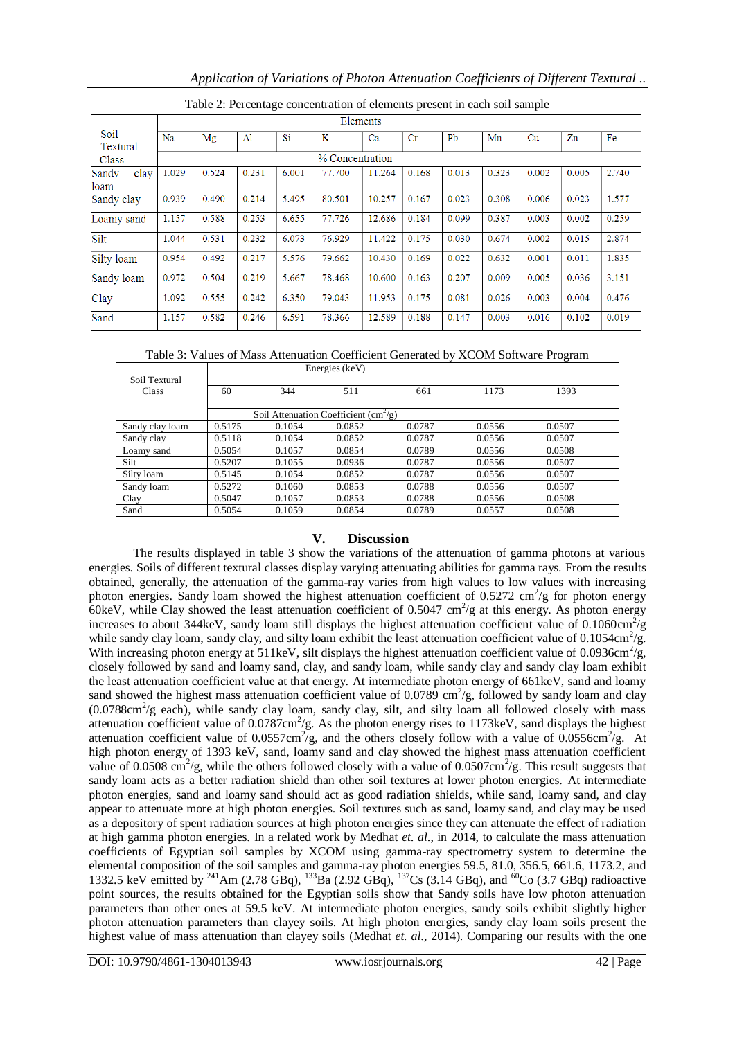Table 2: Percentage concentration of elements present in each soil sample

| Soil Textural Class | Na | Mg | Al | Si | K | Ca | Cr | Pb | Mn | Cu | Zn | Fe |
|---|---|---|---|---|---|---|---|---|---|---|---|---|
| | % Concentration | | | | | | | | | | | |
| Sandy clay loam | 1.029 | 0.524 | 0.231 | 6.001 | 77.700 | 11.264 | 0.168 | 0.013 | 0.323 | 0.002 | 0.005 | 2.740 |
| Sandy clay | 0.939 | 0.490 | 0.214 | 5.495 | 80.501 | 10.257 | 0.167 | 0.023 | 0.308 | 0.006 | 0.023 | 1.577 |
| Loamy sand | 1.157 | 0.588 | 0.253 | 6.655 | 77.726 | 12.686 | 0.184 | 0.099 | 0.387 | 0.003 | 0.002 | 0.259 |
| Silt | 1.044 | 0.531 | 0.232 | 6.073 | 76.929 | 11.422 | 0.175 | 0.030 | 0.674 | 0.002 | 0.015 | 2.874 |
| Silty loam | 0.954 | 0.492 | 0.217 | 5.576 | 79.662 | 10.430 | 0.169 | 0.022 | 0.632 | 0.001 | 0.011 | 1.835 |
| Sandy loam | 0.972 | 0.504 | 0.219 | 5.667 | 78.468 | 10.600 | 0.163 | 0.207 | 0.009 | 0.005 | 0.036 | 3.151 |
| Clay | 1.092 | 0.555 | 0.242 | 6.350 | 79.043 | 11.953 | 0.175 | 0.081 | 0.026 | 0.003 | 0.004 | 0.476 |
| Sand | 1.157 | 0.582 | 0.246 | 6.591 | 78.366 | 12.589 | 0.188 | 0.147 | 0.003 | 0.016 | 0.102 | 0.019 |

Table 3: Values of Mass Attenuation Coefficient Generated by XCOM Software Program

| Soil Textural Class | Energies (keV) | | | | | |
|---|---|---|---|---|---|---|
| | 60 | 344 | 511 | 661 | 1173 | 1393 |
| | Soil Attenuation Coefficient ($cm^2/g$) | | | | | |
| Sandy clay loam | 0.5175 | 0.1054 | 0.0852 | 0.0787 | 0.0556 | 0.0507 |
| Sandy clay | 0.5118 | 0.1054 | 0.0852 | 0.0787 | 0.0556 | 0.0507 |
| Loamy sand | 0.5054 | 0.1057 | 0.0854 | 0.0789 | 0.0556 | 0.0508 |
| Silt | 0.5207 | 0.1055 | 0.0936 | 0.0787 | 0.0556 | 0.0507 |
| Silty loam | 0.5145 | 0.1054 | 0.0852 | 0.0787 | 0.0556 | 0.0507 |
| Sandy loam | 0.5272 | 0.1060 | 0.0853 | 0.0788 | 0.0556 | 0.0507 |
| Clay | 0.5047 | 0.1057 | 0.0853 | 0.0788 | 0.0556 | 0.0508 |
| Sand | 0.5054 | 0.1059 | 0.0854 | 0.0789 | 0.0557 | 0.0508 |

## V. Discussion

The results displayed in table 3 show the variations of the attenuation of gamma photons at various energies. Soils of different textural classes display varying attenuating abilities for gamma rays. From the results obtained, generally, the attenuation of the gamma-ray varies from high values to low values with increasing photon energies. Sandy loam showed the highest attenuation coefficient of 0.5272 $cm^2/g$ for photon energy 60keV, while Clay showed the least attenuation coefficient of 0.5047 $cm^2/g$ at this energy. As photon energy increases to about 344keV, sandy loam still displays the highest attenuation coefficient value of 0.1060$cm^2/g$ while sandy clay loam, sandy clay, and silty loam exhibit the least attenuation coefficient value of 0.1054$cm^2/g$. With increasing photon energy at 511keV, silt displays the highest attenuation coefficient value of 0.0936$cm^2/g$, closely followed by sand and loamy sand, clay, and sandy loam, while sandy clay and sandy clay loam exhibit the least attenuation coefficient value at that energy. At intermediate photon energy of 661keV, sand and loamy sand showed the highest mass attenuation coefficient value of 0.0789 $cm^2/g$, followed by sandy loam and clay (0.0788$cm^2/g$ each), while sandy clay loam, sandy clay, silt, and silty loam all followed closely with mass attenuation coefficient value of 0.0787$cm^2/g$. As the photon energy rises to 1173keV, sand displays the highest attenuation coefficient value of 0.0557$cm^2/g$, and the others closely follow with a value of 0.0556$cm^2/g$. At high photon energy of 1393 keV, sand, loamy sand and clay showed the highest mass attenuation coefficient value of 0.0508 $cm^2/g$, while the others followed closely with a value of 0.0507$cm^2/g$. This result suggests that sandy loam acts as a better radiation shield than other soil textures at lower photon energies. At intermediate photon energies, sand and loamy sand should act as good radiation shields, while sand, loamy sand, and clay appear to attenuate more at high photon energies. Soil textures such as sand, loamy sand, and clay may be used as a depository of spent radiation sources at high photon energies since they can attenuate the effect of radiation at high gamma photon energies. In a related work by Medhat *et. al.*, in 2014, to calculate the mass attenuation coefficients of Egyptian soil samples by XCOM using gamma-ray spectrometry system to determine the elemental composition of the soil samples and gamma-ray photon energies 59.5, 81.0, 356.5, 661.6, 1173.2, and 1332.5 keV emitted by $^{241}$Am (2.78 GBq), $^{133}$Ba (2.92 GBq), $^{137}$Cs (3.14 GBq), and $^{60}$Co (3.7 GBq) radioactive point sources, the results obtained for the Egyptian soils show that Sandy soils have low photon attenuation parameters than other ones at 59.5 keV. At intermediate photon energies, sandy soils exhibit slightly higher photon attenuation parameters than clayey soils. At high photon energies, sandy clay loam soils present the highest value of mass attenuation than clayey soils (Medhat *et. al.*, 2014). Comparing our results with the one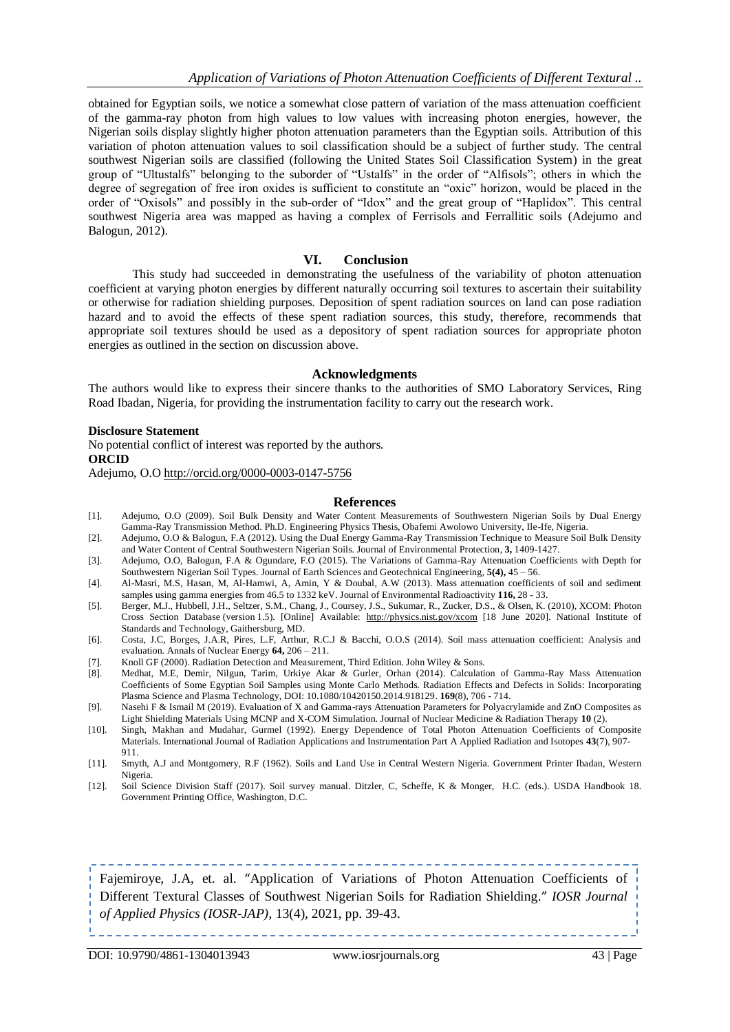obtained for Egyptian soils, we notice a somewhat close pattern of variation of the mass attenuation coefficient of the gamma-ray photon from high values to low values with increasing photon energies, however, the Nigerian soils display slightly higher photon attenuation parameters than the Egyptian soils. Attribution of this variation of photon attenuation values to soil classification should be a subject of further study. The central southwest Nigerian soils are classified (following the United States Soil Classification System) in the great group of "Ultustalfs" belonging to the suborder of "Ustalfs" in the order of "Alfisols"; others in which the degree of segregation of free iron oxides is sufficient to constitute an "oxic" horizon, would be placed in the order of "Oxisols" and possibly in the sub-order of "Idox" and the great group of "Haplidox". This central southwest Nigeria area was mapped as having a complex of Ferrisols and Ferrallitic soils (Adejumo and Balogun, 2012).

## VI. Conclusion

This study had succeeded in demonstrating the usefulness of the variability of photon attenuation coefficient at varying photon energies by different naturally occurring soil textures to ascertain their suitability or otherwise for radiation shielding purposes. Deposition of spent radiation sources on land can pose radiation hazard and to avoid the effects of these spent radiation sources, this study, therefore, recommends that appropriate soil textures should be used as a depository of spent radiation sources for appropriate photon energies as outlined in the section on discussion above.

## Acknowledgments

The authors would like to express their sincere thanks to the authorities of SMO Laboratory Services, Ring Road Ibadan, Nigeria, for providing the instrumentation facility to carry out the research work.

**Disclosure Statement**

No potential conflict of interest was reported by the authors.

**ORCID**

Adejumo, O.O http://orcid.org/0000-0003-0147-5756

## References

[1]. Adejumo, O.O (2009). Soil Bulk Density and Water Content Measurements of Southwestern Nigerian Soils by Dual Energy Gamma-Ray Transmission Method. Ph.D. Engineering Physics Thesis, Obafemi Awolowo University, Ile-Ife, Nigeria.

[2]. Adejumo, O.O & Balogun, F.A (2012). Using the Dual Energy Gamma-Ray Transmission Technique to Measure Soil Bulk Density and Water Content of Central Southwestern Nigerian Soils. Journal of Environmental Protection, **3,** 1409-1427.

[3]. Adejumo, O.O, Balogun, F.A & Ogundare, F.O (2015). The Variations of Gamma-Ray Attenuation Coefficients with Depth for Southwestern Nigerian Soil Types. Journal of Earth Sciences and Geotechnical Engineering, **5(4),** 45 – 56.

[4]. Al-Masri, M.S, Hasan, M, Al-Hamwi, A, Amin, Y & Doubal, A.W (2013). Mass attenuation coefficients of soil and sediment samples using gamma energies from 46.5 to 1332 keV. Journal of Environmental Radioactivity **116,** 28 - 33.

[5]. Berger, M.J., Hubbell, J.H., Seltzer, S.M., Chang, J., Coursey, J.S., Sukumar, R., Zucker, D.S., & Olsen, K. (2010), XCOM: Photon Cross Section Database (version 1.5). [Online] Available: http://physics.nist.gov/xcom [18 June 2020]. National Institute of Standards and Technology, Gaithersburg, MD.

[6]. Costa, J.C, Borges, J.A.R, Pires, L.F, Arthur, R.C.J & Bacchi, O.O.S (2014). Soil mass attenuation coefficient: Analysis and evaluation. Annals of Nuclear Energy **64,** 206 – 211.

[7]. Knoll GF (2000). Radiation Detection and Measurement, Third Edition. John Wiley & Sons.

[8]. Medhat, M.E, Demir, Nilgun, Tarim, Urkiye Akar & Gurler, Orhan (2014). Calculation of Gamma-Ray Mass Attenuation Coefficients of Some Egyptian Soil Samples using Monte Carlo Methods. Radiation Effects and Defects in Solids: Incorporating Plasma Science and Plasma Technology, DOI: 10.1080/10420150.2014.918129. **169**(8), 706 - 714.

[9]. Nasehi F & Ismail M (2019). Evaluation of X and Gamma-rays Attenuation Parameters for Polyacrylamide and ZnO Composites as Light Shielding Materials Using MCNP and X-COM Simulation. Journal of Nuclear Medicine & Radiation Therapy **10** (2).

[10]. Singh, Makhan and Mudahar, Gurmel (1992). Energy Dependence of Total Photon Attenuation Coefficients of Composite Materials. International Journal of Radiation Applications and Instrumentation Part A Applied Radiation and Isotopes **43**(7), 907-911.

[11]. Smyth, A.J and Montgomery, R.F (1962). Soils and Land Use in Central Western Nigeria. Government Printer Ibadan, Western Nigeria.

[12]. Soil Science Division Staff (2017). Soil survey manual. Ditzler, C, Scheffe, K & Monger, H.C. (eds.). USDA Handbook 18. Government Printing Office, Washington, D.C.

Fajemiroye, J.A, et. al. "Application of Variations of Photon Attenuation Coefficients of Different Textural Classes of Southwest Nigerian Soils for Radiation Shielding." *IOSR Journal of Applied Physics (IOSR-JAP)*, 13(4), 2021, pp. 39-43.